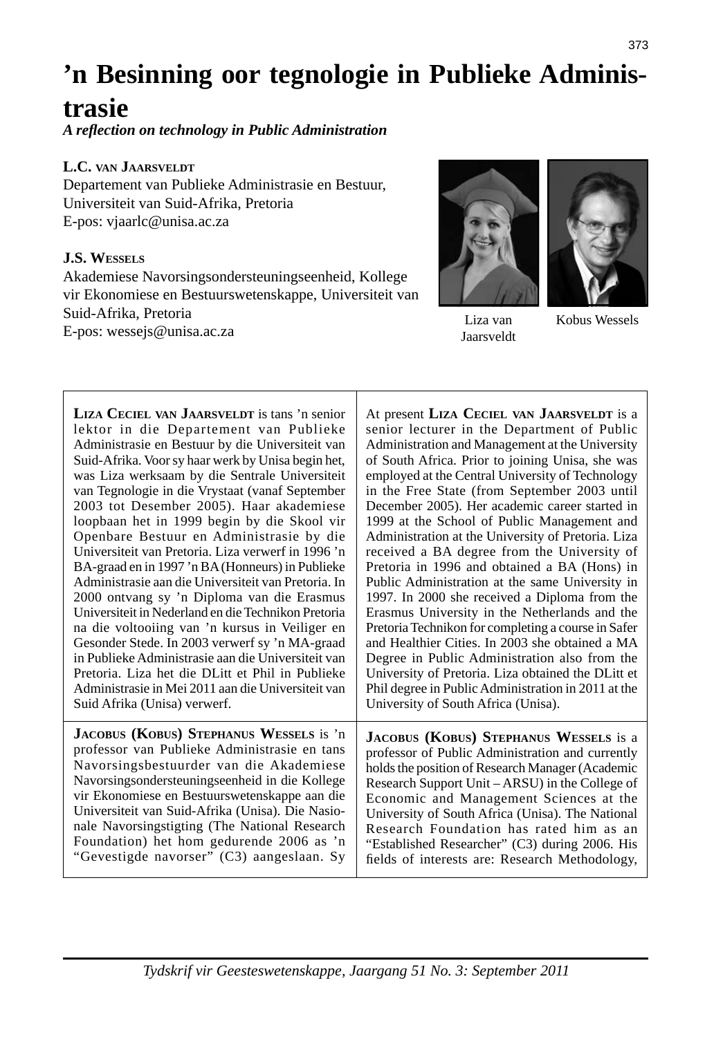# ’n Besinning oor tegnologie in Publieke Administrasie

***A reflection on technology in Public Administration***

**L.C. van Jaarsveldt**
Departement van Publieke Administrasie en Bestuur,
Universiteit van Suid-Afrika, Pretoria
E-pos: vjaarlc@unisa.ac.za

**J.S. Wessels**
Akademiese Navorsingsondersteuningseenheid, Kollege vir Ekonomiese en Bestuurswetenskappe, Universiteit van Suid-Afrika, Pretoria
E-pos: wessejs@unisa.ac.za

Liza van Jaarsveldt

Kobus Wessels

**Liza Ceciel van Jaarsveldt** is tans ’n senior lektor in die Departement van Publieke Administrasie en Bestuur by die Universiteit van Suid-Afrika. Voor sy haar werk by Unisa begin het, was Liza werksaam by die Sentrale Universiteit van Tegnologie in die Vrystaat (vanaf September 2003 tot Desember 2005). Haar akademiese loopbaan het in 1999 begin by die Skool vir Openbare Bestuur en Administrasie by die Universiteit van Pretoria. Liza verwerf in 1996 ’n BA-graad en in 1997 ’n BA (Honneurs) in Publieke Administrasie aan die Universiteit van Pretoria. In 2000 ontvang sy ’n Diploma van die Erasmus Universiteit in Nederland en die Technikon Pretoria na die voltooiing van ’n kursus in Veiliger en Gesonder Stede. In 2003 verwerf sy ’n MA-graad in Publieke Administrasie aan die Universiteit van Pretoria. Liza het die DLitt et Phil in Publieke Administrasie in Mei 2011 aan die Universiteit van Suid Afrika (Unisa) verwerf.

At present **Liza Ceciel van Jaarsveldt** is a senior lecturer in the Department of Public Administration and Management at the University of South Africa. Prior to joining Unisa, she was employed at the Central University of Technology in the Free State (from September 2003 until December 2005). Her academic career started in 1999 at the School of Public Management and Administration at the University of Pretoria. Liza received a BA degree from the University of Pretoria in 1996 and obtained a BA (Hons) in Public Administration at the same University in 1997. In 2000 she received a Diploma from the Erasmus University in the Netherlands and the Pretoria Technikon for completing a course in Safer and Healthier Cities. In 2003 she obtained a MA Degree in Public Administration also from the University of Pretoria. Liza obtained the DLitt et Phil degree in Public Administration in 2011 at the University of South Africa (Unisa).

**Jacobus (Kobus) Stephanus Wessels** is ’n professor van Publieke Administrasie en tans Navorsingsbestuurder van die Akademiese Navorsingsondersteuningseenheid in die Kollege vir Ekonomiese en Bestuurswetenskappe aan die Universiteit van Suid-Afrika (Unisa). Die Nasionale Navorsingstigting (The National Research Foundation) het hom gedurende 2006 as ’n “Gevestigde navorser” (C3) aangeslaan. Sy

**Jacobus (Kobus) Stephanus Wessels** is a professor of Public Administration and currently holds the position of Research Manager (Academic Research Support Unit – ARSU) in the College of Economic and Management Sciences at the University of South Africa (Unisa). The National Research Foundation has rated him as an “Established Researcher” (C3) during 2006. His fields of interests are: Research Methodology,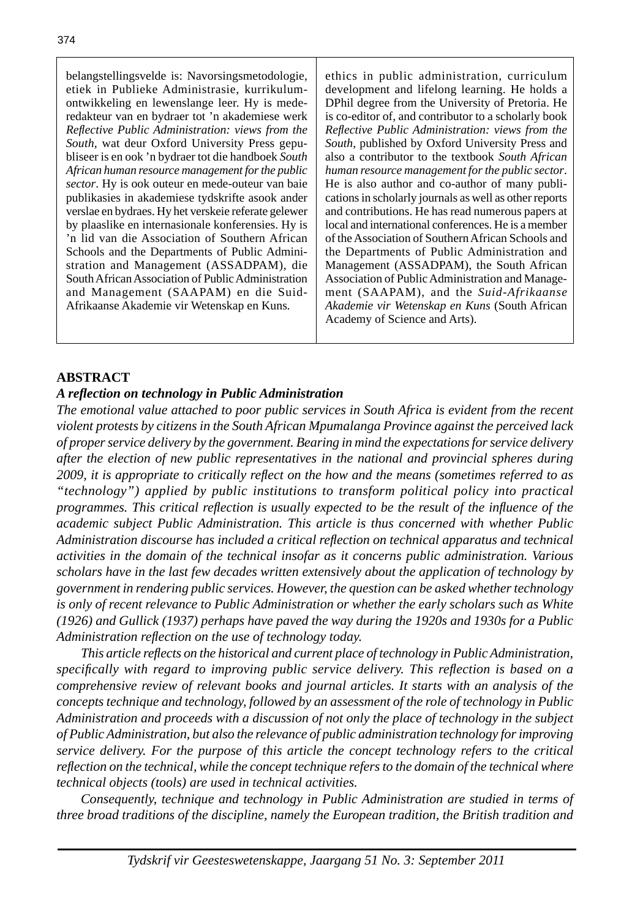belangstellingsvelde is: Navorsingsmetodologie, etiek in Publieke Administrasie, kurrikulumontwikkeling en lewenslange leer. Hy is mede-redakteur van en bydraer tot 'n akademiese werk *Reflective Public Administration: views from the South*, wat deur Oxford University Press gepubliseer is en ook 'n bydraer tot die handboek *South African human resource management for the public sector*. Hy is ook outeur en mede-outeur van baie publikasies in akademiese tydskrifte asook ander verslae en bydraes. Hy het verskeie referate gelewer by plaaslike en internasionale konferensies. Hy is 'n lid van die Association of Southern African Schools and the Departments of Public Administration and Management (ASSADPAM), die South African Association of Public Administration and Management (SAAPAM) en die Suid-Afrikaanse Akademie vir Wetenskap en Kuns.

ethics in public administration, curriculum development and lifelong learning. He holds a DPhil degree from the University of Pretoria. He is co-editor of, and contributor to a scholarly book *Reflective Public Administration: views from the South*, published by Oxford University Press and also a contributor to the textbook *South African human resource management for the public sector*. He is also author and co-author of many publications in scholarly journals as well as other reports and contributions. He has read numerous papers at local and international conferences. He is a member of the Association of Southern African Schools and the Departments of Public Administration and Management (ASSADPAM), the South African Association of Public Administration and Management (SAAPAM), and the *Suid-Afrikaanse Akademie vir Wetenskap en Kuns* (South African Academy of Science and Arts).

## ABSTRACT

### *A reflection on technology in Public Administration*

*The emotional value attached to poor public services in South Africa is evident from the recent violent protests by citizens in the South African Mpumalanga Province against the perceived lack of proper service delivery by the government. Bearing in mind the expectations for service delivery after the election of new public representatives in the national and provincial spheres during 2009, it is appropriate to critically reflect on the how and the means (sometimes referred to as "technology") applied by public institutions to transform political policy into practical programmes. This critical reflection is usually expected to be the result of the influence of the academic subject Public Administration. This article is thus concerned with whether Public Administration discourse has included a critical reflection on technical apparatus and technical activities in the domain of the technical insofar as it concerns public administration. Various scholars have in the last few decades written extensively about the application of technology by government in rendering public services. However, the question can be asked whether technology is only of recent relevance to Public Administration or whether the early scholars such as White (1926) and Gullick (1937) perhaps have paved the way during the 1920s and 1930s for a Public Administration reflection on the use of technology today.*

*This article reflects on the historical and current place of technology in Public Administration, specifically with regard to improving public service delivery. This reflection is based on a comprehensive review of relevant books and journal articles. It starts with an analysis of the concepts technique and technology, followed by an assessment of the role of technology in Public Administration and proceeds with a discussion of not only the place of technology in the subject of Public Administration, but also the relevance of public administration technology for improving service delivery. For the purpose of this article the concept technology refers to the critical reflection on the technical, while the concept technique refers to the domain of the technical where technical objects (tools) are used in technical activities.*

*Consequently, technique and technology in Public Administration are studied in terms of three broad traditions of the discipline, namely the European tradition, the British tradition and*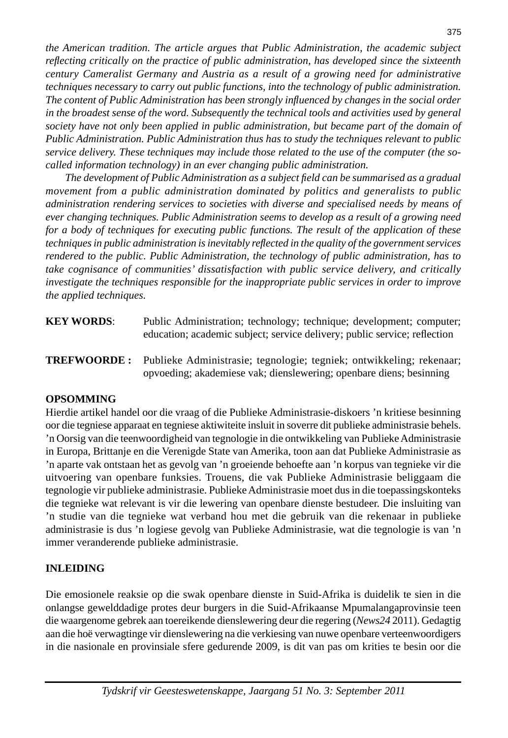*the American tradition. The article argues that Public Administration, the academic subject reflecting critically on the practice of public administration, has developed since the sixteenth century Cameralist Germany and Austria as a result of a growing need for administrative techniques necessary to carry out public functions, into the technology of public administration. The content of Public Administration has been strongly influenced by changes in the social order in the broadest sense of the word. Subsequently the technical tools and activities used by general society have not only been applied in public administration, but became part of the domain of Public Administration. Public Administration thus has to study the techniques relevant to public service delivery. These techniques may include those related to the use of the computer (the so-called information technology) in an ever changing public administration.*

*The development of Public Administration as a subject field can be summarised as a gradual movement from a public administration dominated by politics and generalists to public administration rendering services to societies with diverse and specialised needs by means of ever changing techniques. Public Administration seems to develop as a result of a growing need for a body of techniques for executing public functions. The result of the application of these techniques in public administration is inevitably reflected in the quality of the government services rendered to the public. Public Administration, the technology of public administration, has to take cognisance of communities' dissatisfaction with public service delivery, and critically investigate the techniques responsible for the inappropriate public services in order to improve the applied techniques.*

**KEY WORDS**: Public Administration; technology; technique; development; computer; education; academic subject; service delivery; public service; reflection

**TREFWOORDE :** Publieke Administrasie; tegnologie; tegniek; ontwikkeling; rekenaar; opvoeding; akademiese vak; dienslewering; openbare diens; besinning

## OPSOMMING

Hierdie artikel handel oor die vraag of die Publieke Administrasie-diskoers 'n kritiese besinning oor die tegniese apparaat en tegniese aktiwiteite insluit in soverre dit publieke administrasie behels. 'n Oorsig van die teenwoordigheid van tegnologie in die ontwikkeling van Publieke Administrasie in Europa, Brittanje en die Verenigde State van Amerika, toon aan dat Publieke Administrasie as 'n aparte vak ontstaan het as gevolg van 'n groeiende behoefte aan 'n korpus van tegnieke vir die uitvoering van openbare funksies. Trouens, die vak Publieke Administrasie beliggaam die tegnologie vir publieke administrasie. Publieke Administrasie moet dus in die toepassingskonteks die tegnieke wat relevant is vir die lewering van openbare dienste bestudeer. Die insluiting van 'n studie van die tegnieke wat verband hou met die gebruik van die rekenaar in publieke administrasie is dus 'n logiese gevolg van Publieke Administrasie, wat die tegnologie is van 'n immer veranderende publieke administrasie.

## INLEIDING

Die emosionele reaksie op die swak openbare dienste in Suid-Afrika is duidelik te sien in die onlangse gewelddadige protes deur burgers in die Suid-Afrikaanse Mpumalangaprovinsie teen die waargenome gebrek aan toereikende dienslewering deur die regering (*News24* 2011). Gedagtig aan die hoë verwagtinge vir dienslewering na die verkiesing van nuwe openbare verteenwoordigers in die nasionale en provinsiale sfere gedurende 2009, is dit van pas om krities te besin oor die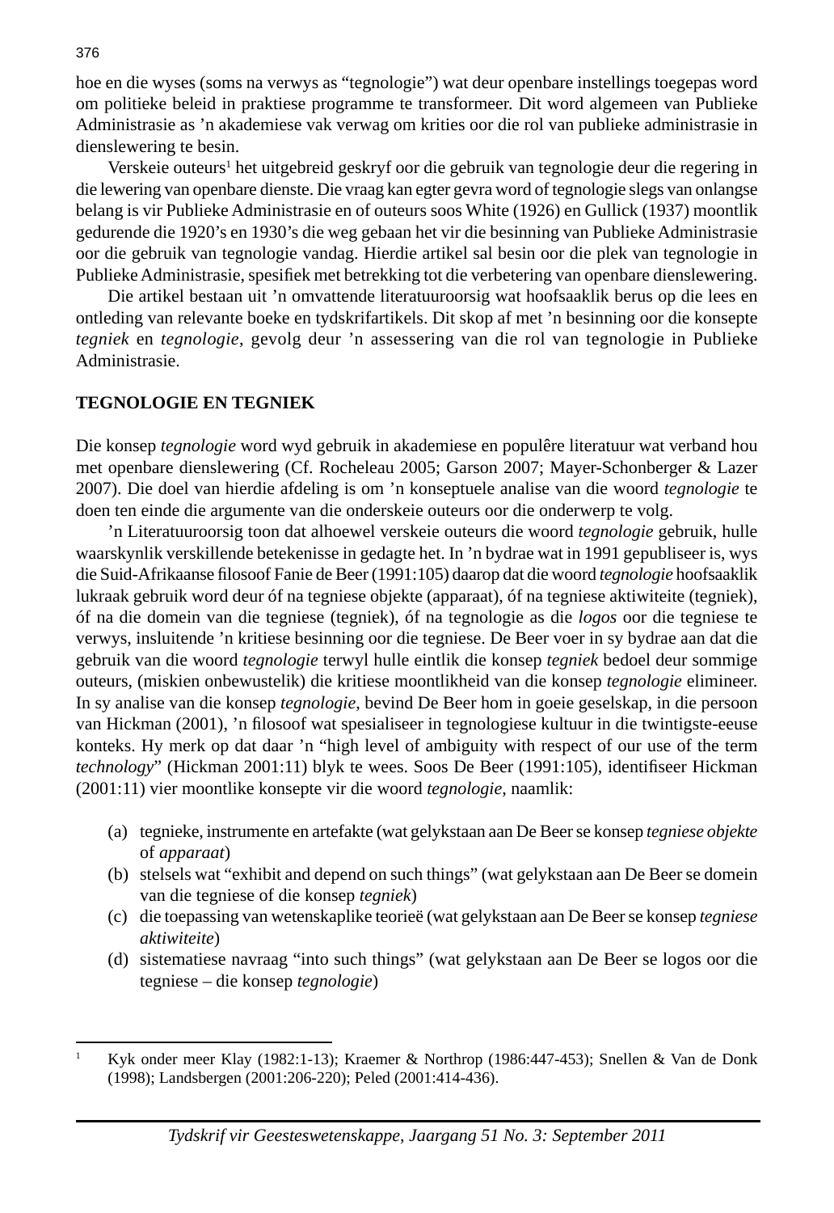hoe en die wyses (soms na verwys as "tegnologie") wat deur openbare instellings toegepas word om politieke beleid in praktiese programme te transformeer. Dit word algemeen van Publieke Administrasie as 'n akademiese vak verwag om krities oor die rol van publieke administrasie in dienslewering te besin.

Verskeie outeurs[1] het uitgebreid geskryf oor die gebruik van tegnologie deur die regering in die lewering van openbare dienste. Die vraag kan egter gevra word of tegnologie slegs van onlangse belang is vir Publieke Administrasie en of outeurs soos White (1926) en Gullick (1937) moontlik gedurende die 1920's en 1930's die weg gebaan het vir die besinning van Publieke Administrasie oor die gebruik van tegnologie vandag. Hierdie artikel sal besin oor die plek van tegnologie in Publieke Administrasie, spesifiek met betrekking tot die verbetering van openbare dienslewering.

Die artikel bestaan uit 'n omvattende literatuuroorsig wat hoofsaaklik berus op die lees en ontleding van relevante boeke en tydskrifartikels. Dit skop af met 'n besinning oor die konsepte *tegniek* en *tegnologie*, gevolg deur 'n assessering van die rol van tegnologie in Publieke Administrasie.

## TEGNOLOGIE EN TEGNIEK

Die konsep *tegnologie* word wyd gebruik in akademiese en populêre literatuur wat verband hou met openbare dienslewering (Cf. Rocheleau 2005; Garson 2007; Mayer-Schonberger & Lazer 2007). Die doel van hierdie afdeling is om 'n konseptuele analise van die woord *tegnologie* te doen ten einde die argumente van die onderskeie outeurs oor die onderwerp te volg.

'n Literatuuroorsig toon dat alhoewel verskeie outeurs die woord *tegnologie* gebruik, hulle waarskynlik verskillende betekenisse in gedagte het. In 'n bydrae wat in 1991 gepubliseer is, wys die Suid-Afrikaanse filosoof Fanie de Beer (1991:105) daarop dat die woord *tegnologie* hoofsaaklik lukraak gebruik word deur óf na tegniese objekte (apparaat), óf na tegniese aktiwiteite (tegniek), óf na die domein van die tegniese (tegniek), óf na tegnologie as die *logos* oor die tegniese te verwys, insluitende 'n kritiese besinning oor die tegniese. De Beer voer in sy bydrae aan dat die gebruik van die woord *tegnologie* terwyl hulle eintlik die konsep *tegniek* bedoel deur sommige outeurs, (miskien onbewustelik) die kritiese moontlikheid van die konsep *tegnologie* elimineer. In sy analise van die konsep *tegnologie*, bevind De Beer hom in goeie geselskap, in die persoon van Hickman (2001), 'n filosoof wat spesialiseer in tegnologiese kultuur in die twintigste-eeuse konteks. Hy merk op dat daar 'n "high level of ambiguity with respect of our use of the term *technology*" (Hickman 2001:11) blyk te wees. Soos De Beer (1991:105), identifiseer Hickman (2001:11) vier moontlike konsepte vir die woord *tegnologie*, naamlik:

(a) tegnieke, instrumente en artefakte (wat gelykstaan aan De Beer se konsep *tegniese objekte* of *apparaat*)
(b) stelsels wat "exhibit and depend on such things" (wat gelykstaan aan De Beer se domein van die tegniese of die konsep *tegniek*)
(c) die toepassing van wetenskaplike teorieë (wat gelykstaan aan De Beer se konsep *tegniese aktiwiteite*)
(d) sistematiese navraag "into such things" (wat gelykstaan aan De Beer se logos oor die tegniese – die konsep *tegnologie*)

---

[1] Kyk onder meer Klay (1982:1-13); Kraemer & Northrop (1986:447-453); Snellen & Van de Donk (1998); Landsbergen (2001:206-220); Peled (2001:414-436).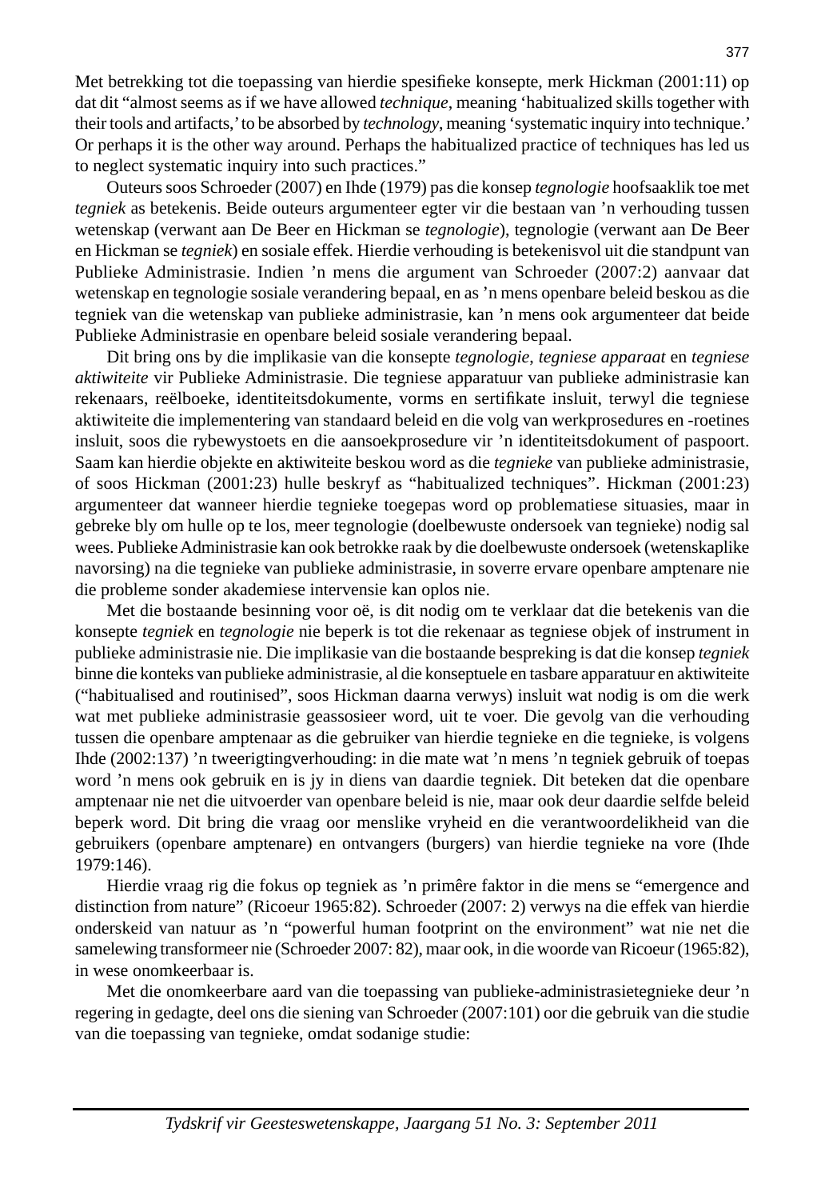Met betrekking tot die toepassing van hierdie spesifieke konsepte, merk Hickman (2001:11) op dat dit "almost seems as if we have allowed *technique*, meaning 'habitualized skills together with their tools and artifacts,' to be absorbed by *technology*, meaning 'systematic inquiry into technique.' Or perhaps it is the other way around. Perhaps the habitualized practice of techniques has led us to neglect systematic inquiry into such practices."

Outeurs soos Schroeder (2007) en Ihde (1979) pas die konsep *tegnologie* hoofsaaklik toe met *tegniek* as betekenis. Beide outeurs argumenteer egter vir die bestaan van 'n verhouding tussen wetenskap (verwant aan De Beer en Hickman se *tegnologie*), tegnologie (verwant aan De Beer en Hickman se *tegniek*) en sosiale effek. Hierdie verhouding is betekenisvol uit die standpunt van Publieke Administrasie. Indien 'n mens die argument van Schroeder (2007:2) aanvaar dat wetenskap en tegnologie sosiale verandering bepaal, en as 'n mens openbare beleid beskou as die tegniek van die wetenskap van publieke administrasie, kan 'n mens ook argumenteer dat beide Publieke Administrasie en openbare beleid sosiale verandering bepaal.

Dit bring ons by die implikasie van die konsepte *tegnologie*, *tegniese apparaat* en *tegniese aktiwiteite* vir Publieke Administrasie. Die tegniese apparatuur van publieke administrasie kan rekenaars, reëlboeke, identiteitsdokumente, vorms en sertifikate insluit, terwyl die tegniese aktiwiteite die implementering van standaard beleid en die volg van werkprosedures en -roetines insluit, soos die rybewystoets en die aansoekprosedure vir 'n identiteitsdokument of paspoort. Saam kan hierdie objekte en aktiwiteite beskou word as die *tegnieke* van publieke administrasie, of soos Hickman (2001:23) hulle beskryf as "habitualized techniques". Hickman (2001:23) argumenteer dat wanneer hierdie tegnieke toegepas word op problematiese situasies, maar in gebreke bly om hulle op te los, meer tegnologie (doelbewuste ondersoek van tegnieke) nodig sal wees. Publieke Administrasie kan ook betrokke raak by die doelbewuste ondersoek (wetenskaplike navorsing) na die tegnieke van publieke administrasie, in soverre ervare openbare amptenare nie die probleme sonder akademiese intervensie kan oplos nie.

Met die bostaande besinning voor oë, is dit nodig om te verklaar dat die betekenis van die konsepte *tegniek* en *tegnologie* nie beperk is tot die rekenaar as tegniese objek of instrument in publieke administrasie nie. Die implikasie van die bostaande bespreking is dat die konsep *tegniek* binne die konteks van publieke administrasie, al die konseptuele en tasbare apparatuur en aktiwiteite ("habitualised and routinised", soos Hickman daarna verwys) insluit wat nodig is om die werk wat met publieke administrasie geassosieer word, uit te voer. Die gevolg van die verhouding tussen die openbare amptenaar as die gebruiker van hierdie tegnieke en die tegnieke, is volgens Ihde (2002:137) 'n tweerigtingverhouding: in die mate wat 'n mens 'n tegniek gebruik of toepas word 'n mens ook gebruik en is jy in diens van daardie tegniek. Dit beteken dat die openbare amptenaar nie net die uitvoerder van openbare beleid is nie, maar ook deur daardie selfde beleid beperk word. Dit bring die vraag oor menslike vryheid en die verantwoordelikheid van die gebruikers (openbare amptenare) en ontvangers (burgers) van hierdie tegnieke na vore (Ihde 1979:146).

Hierdie vraag rig die fokus op tegniek as 'n primêre faktor in die mens se "emergence and distinction from nature" (Ricoeur 1965:82). Schroeder (2007: 2) verwys na die effek van hierdie onderskeid van natuur as 'n "powerful human footprint on the environment" wat nie net die samelewing transformeer nie (Schroeder 2007: 82), maar ook, in die woorde van Ricoeur (1965:82), in wese onomkeerbaar is.

Met die onomkeerbare aard van die toepassing van publieke-administrasietegnieke deur 'n regering in gedagte, deel ons die siening van Schroeder (2007:101) oor die gebruik van die studie van die toepassing van tegnieke, omdat sodanige studie: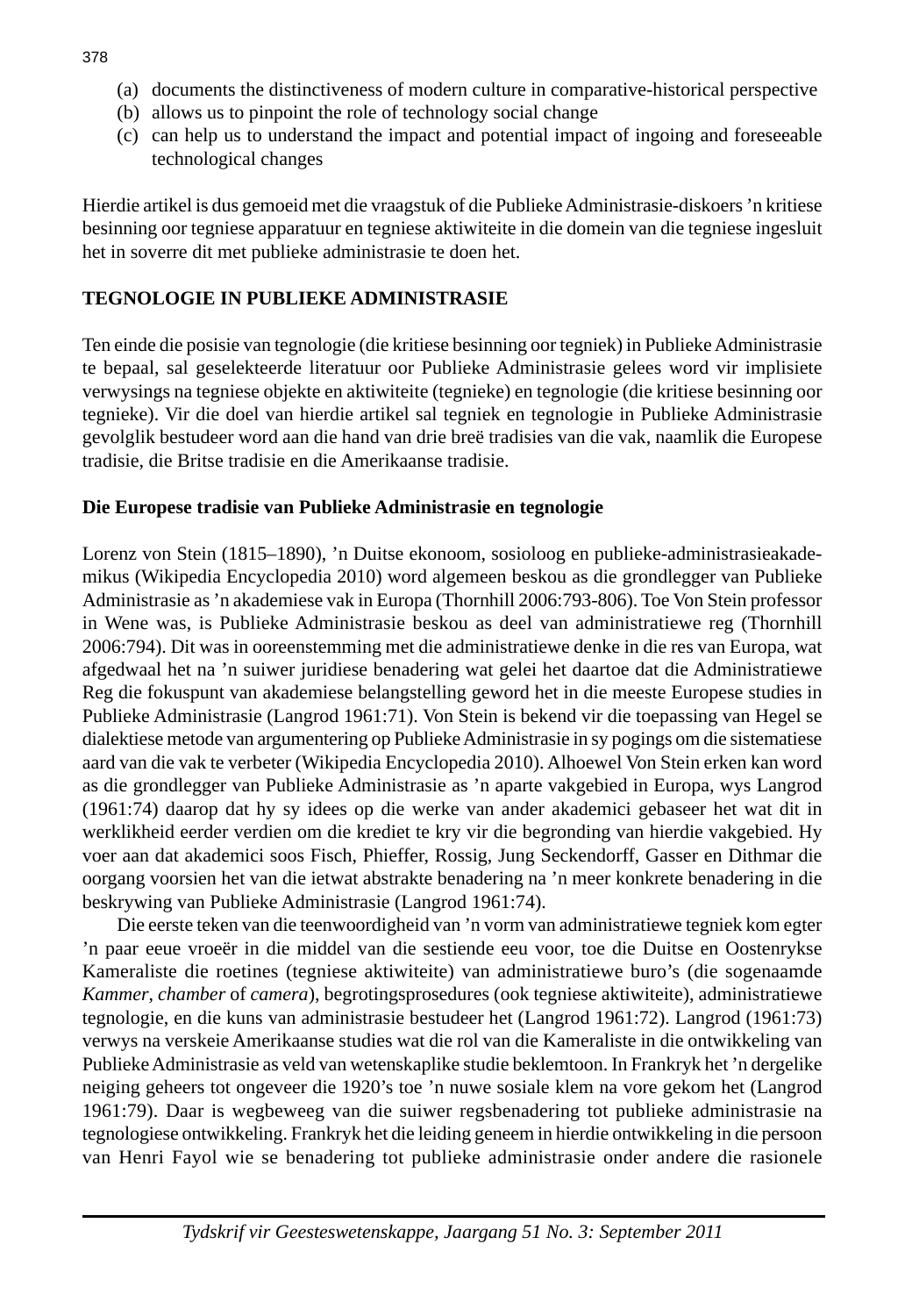(a) documents the distinctiveness of modern culture in comparative-historical perspective
(b) allows us to pinpoint the role of technology social change
(c) can help us to understand the impact and potential impact of ingoing and foreseeable technological changes

Hierdie artikel is dus gemoeid met die vraagstuk of die Publieke Administrasie-diskoers 'n kritiese besinning oor tegniese apparatuur en tegniese aktiwiteite in die domein van die tegniese ingesluit het in soverre dit met publieke administrasie te doen het.

## TEGNOLOGIE IN PUBLIEKE ADMINISTRASIE

Ten einde die posisie van tegnologie (die kritiese besinning oor tegniek) in Publieke Administrasie te bepaal, sal geselekteerde literatuur oor Publieke Administrasie gelees word vir implisiete verwysings na tegniese objekte en aktiwiteite (tegnieke) en tegnologie (die kritiese besinning oor tegnieke). Vir die doel van hierdie artikel sal tegniek en tegnologie in Publieke Administrasie gevolglik bestudeer word aan die hand van drie breë tradisies van die vak, naamlik die Europese tradisie, die Britse tradisie en die Amerikaanse tradisie.

### Die Europese tradisie van Publieke Administrasie en tegnologie

Lorenz von Stein (1815–1890), 'n Duitse ekonoom, sosioloog en publieke-administrasieakademikus (Wikipedia Encyclopedia 2010) word algemeen beskou as die grondlegger van Publieke Administrasie as 'n akademiese vak in Europa (Thornhill 2006:793-806). Toe Von Stein professor in Wene was, is Publieke Administrasie beskou as deel van administratiewe reg (Thornhill 2006:794). Dit was in ooreenstemming met die administratiewe denke in die res van Europa, wat afgedwaal het na 'n suiwer juridiese benadering wat gelei het daartoe dat die Administratiewe Reg die fokuspunt van akademiese belangstelling geword het in die meeste Europese studies in Publieke Administrasie (Langrod 1961:71). Von Stein is bekend vir die toepassing van Hegel se dialektiese metode van argumentering op Publieke Administrasie in sy pogings om die sistematiese aard van die vak te verbeter (Wikipedia Encyclopedia 2010). Alhoewel Von Stein erken kan word as die grondlegger van Publieke Administrasie as 'n aparte vakgebied in Europa, wys Langrod (1961:74) daarop dat hy sy idees op die werke van ander akademici gebaseer het wat dit in werklikheid eerder verdien om die krediet te kry vir die begronding van hierdie vakgebied. Hy voer aan dat akademici soos Fisch, Phieffer, Rossig, Jung Seckendorff, Gasser en Dithmar die oorgang voorsien het van die ietwat abstrakte benadering na 'n meer konkrete benadering in die beskrywing van Publieke Administrasie (Langrod 1961:74).

Die eerste teken van die teenwoordigheid van 'n vorm van administratiewe tegniek kom egter 'n paar eeue vroeër in die middel van die sestiende eeu voor, toe die Duitse en Oostenrykse Kameraliste die roetines (tegniese aktiwiteite) van administratiewe buro's (die sogenaamde *Kammer*, *chamber* of *camera*), begrotingsprosedures (ook tegniese aktiwiteite), administratiewe tegnologie, en die kuns van administrasie bestudeer het (Langrod 1961:72). Langrod (1961:73) verwys na verskeie Amerikaanse studies wat die rol van die Kameraliste in die ontwikkeling van Publieke Administrasie as veld van wetenskaplike studie beklemtoon. In Frankryk het 'n dergelike neiging geheers tot ongeveer die 1920's toe 'n nuwe sosiale klem na vore gekom het (Langrod 1961:79). Daar is wegbeweeg van die suiwer regsbenadering tot publieke administrasie na tegnologiese ontwikkeling. Frankryk het die leiding geneem in hierdie ontwikkeling in die persoon van Henri Fayol wie se benadering tot publieke administrasie onder andere die rasionele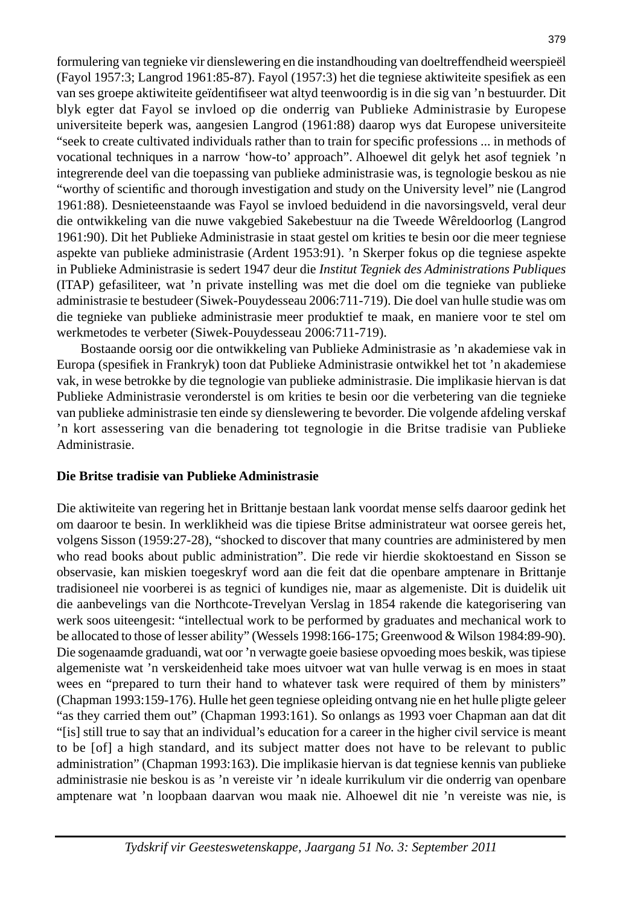formulering van tegnieke vir dienslewering en die instandhouding van doeltreffendheid weerspieël (Fayol 1957:3; Langrod 1961:85-87). Fayol (1957:3) het die tegniese aktiwiteite spesifiek as een van ses groepe aktiwiteite geïdentifiseer wat altyd teenwoordig is in die sig van 'n bestuurder. Dit blyk egter dat Fayol se invloed op die onderrig van Publieke Administrasie by Europese universiteite beperk was, aangesien Langrod (1961:88) daarop wys dat Europese universiteite "seek to create cultivated individuals rather than to train for specific professions ... in methods of vocational techniques in a narrow 'how-to' approach". Alhoewel dit gelyk het asof tegniek 'n integrerende deel van die toepassing van publieke administrasie was, is tegnologie beskou as nie "worthy of scientific and thorough investigation and study on the University level" nie (Langrod 1961:88). Desnieteenstaande was Fayol se invloed beduidend in die navorsingsveld, veral deur die ontwikkeling van die nuwe vakgebied Sakebestuur na die Tweede Wêreldoorlog (Langrod 1961:90). Dit het Publieke Administrasie in staat gestel om krities te besin oor die meer tegniese aspekte van publieke administrasie (Ardent 1953:91). 'n Skerper fokus op die tegniese aspekte in Publieke Administrasie is sedert 1947 deur die *Institut Tegniek des Administrations Publiques* (ITAP) gefasiliteer, wat 'n private instelling was met die doel om die tegnieke van publieke administrasie te bestudeer (Siwek-Pouydesseau 2006:711-719). Die doel van hulle studie was om die tegnieke van publieke administrasie meer produktief te maak, en maniere voor te stel om werkmetodes te verbeter (Siwek-Pouydesseau 2006:711-719).

Bostaande oorsig oor die ontwikkeling van Publieke Administrasie as 'n akademiese vak in Europa (spesifiek in Frankryk) toon dat Publieke Administrasie ontwikkel het tot 'n akademiese vak, in wese betrokke by die tegnologie van publieke administrasie. Die implikasie hiervan is dat Publieke Administrasie veronderstel is om krities te besin oor die verbetering van die tegnieke van publieke administrasie ten einde sy dienslewering te bevorder. Die volgende afdeling verskaf 'n kort assessering van die benadering tot tegnologie in die Britse tradisie van Publieke Administrasie.

## Die Britse tradisie van Publieke Administrasie

Die aktiwiteite van regering het in Brittanje bestaan lank voordat mense selfs daaroor gedink het om daaroor te besin. In werklikheid was die tipiese Britse administrateur wat oorsee gereis het, volgens Sisson (1959:27-28), "shocked to discover that many countries are administered by men who read books about public administration". Die rede vir hierdie skoktoestand en Sisson se observasie, kan miskien toegeskryf word aan die feit dat die openbare amptenare in Brittanje tradisioneel nie voorberei is as tegnici of kundiges nie, maar as algemeniste. Dit is duidelik uit die aanbevelings van die Northcote-Trevelyan Verslag in 1854 rakende die kategorisering van werk soos uiteengesit: "intellectual work to be performed by graduates and mechanical work to be allocated to those of lesser ability" (Wessels 1998:166-175; Greenwood & Wilson 1984:89-90). Die sogenaamde graduandi, wat oor 'n verwagte goeie basiese opvoeding moes beskik, was tipiese algemeniste wat 'n verskeidenheid take moes uitvoer wat van hulle verwag is en moes in staat wees en "prepared to turn their hand to whatever task were required of them by ministers" (Chapman 1993:159-176). Hulle het geen tegniese opleiding ontvang nie en het hulle pligte geleer "as they carried them out" (Chapman 1993:161). So onlangs as 1993 voer Chapman aan dat dit "[is] still true to say that an individual's education for a career in the higher civil service is meant to be [of] a high standard, and its subject matter does not have to be relevant to public administration" (Chapman 1993:163). Die implikasie hiervan is dat tegniese kennis van publieke administrasie nie beskou is as 'n vereiste vir 'n ideale kurrikulum vir die onderrig van openbare amptenare wat 'n loopbaan daarvan wou maak nie. Alhoewel dit nie 'n vereiste was nie, is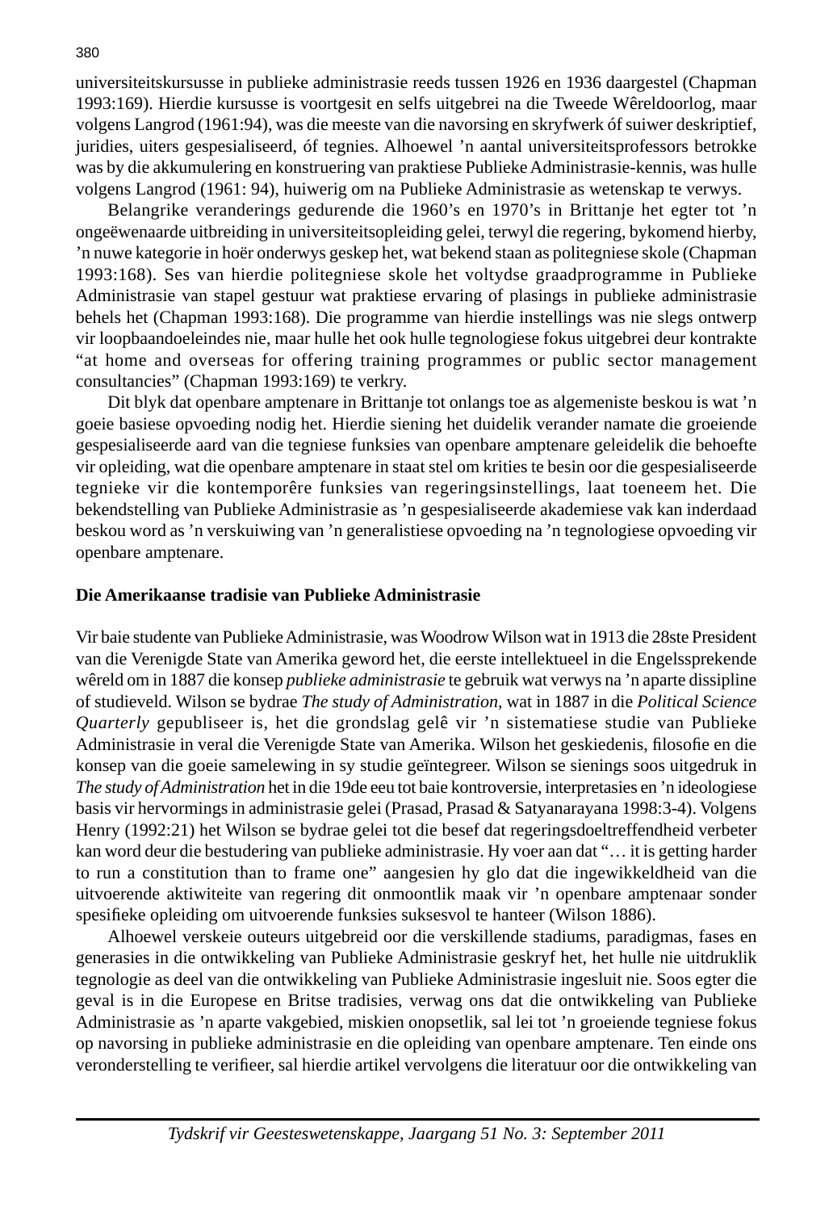universiteitskursusse in publieke administrasie reeds tussen 1926 en 1936 daargestel (Chapman 1993:169). Hierdie kursusse is voortgesit en selfs uitgebrei na die Tweede Wêreldoorlog, maar volgens Langrod (1961:94), was die meeste van die navorsing en skryfwerk óf suiwer deskriptief, juridies, uiters gespesialiseerd, óf tegnies. Alhoewel 'n aantal universiteitsprofessors betrokke was by die akkumulering en konstruering van praktiese Publieke Administrasie-kennis, was hulle volgens Langrod (1961: 94), huiwerig om na Publieke Administrasie as wetenskap te verwys.

Belangrike veranderings gedurende die 1960's en 1970's in Brittanje het egter tot 'n ongeëwenaarde uitbreiding in universiteitsopleiding gelei, terwyl die regering, bykomend hierby, 'n nuwe kategorie in hoër onderwys geskep het, wat bekend staan as politegniese skole (Chapman 1993:168). Ses van hierdie politegniese skole het voltydse graadprogramme in Publieke Administrasie van stapel gestuur wat praktiese ervaring of plasings in publieke administrasie behels het (Chapman 1993:168). Die programme van hierdie instellings was nie slegs ontwerp vir loopbaandoeleindes nie, maar hulle het ook hulle tegnologiese fokus uitgebrei deur kontrakte "at home and overseas for offering training programmes or public sector management consultancies" (Chapman 1993:169) te verkry.

Dit blyk dat openbare amptenare in Brittanje tot onlangs toe as algemeniste beskou is wat 'n goeie basiese opvoeding nodig het. Hierdie siening het duidelik verander namate die groeiende gespesialiseerde aard van die tegniese funksies van openbare amptenare geleidelik die behoefte vir opleiding, wat die openbare amptenare in staat stel om krities te besin oor die gespesialiseerde tegnieke vir die kontemporêre funksies van regeringsinstellings, laat toeneem het. Die bekendstelling van Publieke Administrasie as 'n gespesialiseerde akademiese vak kan inderdaad beskou word as 'n verskuiwing van 'n generalistiese opvoeding na 'n tegnologiese opvoeding vir openbare amptenare.

**Die Amerikaanse tradisie van Publieke Administrasie**

Vir baie studente van Publieke Administrasie, was Woodrow Wilson wat in 1913 die 28ste President van die Verenigde State van Amerika geword het, die eerste intellektueel in die Engelssprekende wêreld om in 1887 die konsep *publieke administrasie* te gebruik wat verwys na 'n aparte dissipline of studieveld. Wilson se bydrae *The study of Administration*, wat in 1887 in die *Political Science Quarterly* gepubliseer is, het die grondslag gelê vir 'n sistematiese studie van Publieke Administrasie in veral die Verenigde State van Amerika. Wilson het geskiedenis, filosofie en die konsep van die goeie samelewing in sy studie geïntegreer. Wilson se sienings soos uitgedruk in *The study of Administration* het in die 19de eeu tot baie kontroversie, interpretasies en 'n ideologiese basis vir hervormings in administrasie gelei (Prasad, Prasad & Satyanarayana 1998:3-4). Volgens Henry (1992:21) het Wilson se bydrae gelei tot die besef dat regeringsdoeltreffendheid verbeter kan word deur die bestudering van publieke administrasie. Hy voer aan dat "… it is getting harder to run a constitution than to frame one" aangesien hy glo dat die ingewikkeldheid van die uitvoerende aktiwiteite van regering dit onmoontlik maak vir 'n openbare amptenaar sonder spesifieke opleiding om uitvoerende funksies suksesvol te hanteer (Wilson 1886).

Alhoewel verskeie outeurs uitgebreid oor die verskillende stadiums, paradigmas, fases en generasies in die ontwikkeling van Publieke Administrasie geskryf het, het hulle nie uitdruklik tegnologie as deel van die ontwikkeling van Publieke Administrasie ingesluit nie. Soos egter die geval is in die Europese en Britse tradisies, verwag ons dat die ontwikkeling van Publieke Administrasie as 'n aparte vakgebied, miskien onopsetlik, sal lei tot 'n groeiende tegniese fokus op navorsing in publieke administrasie en die opleiding van openbare amptenare. Ten einde ons veronderstelling te verifieer, sal hierdie artikel vervolgens die literatuur oor die ontwikkeling van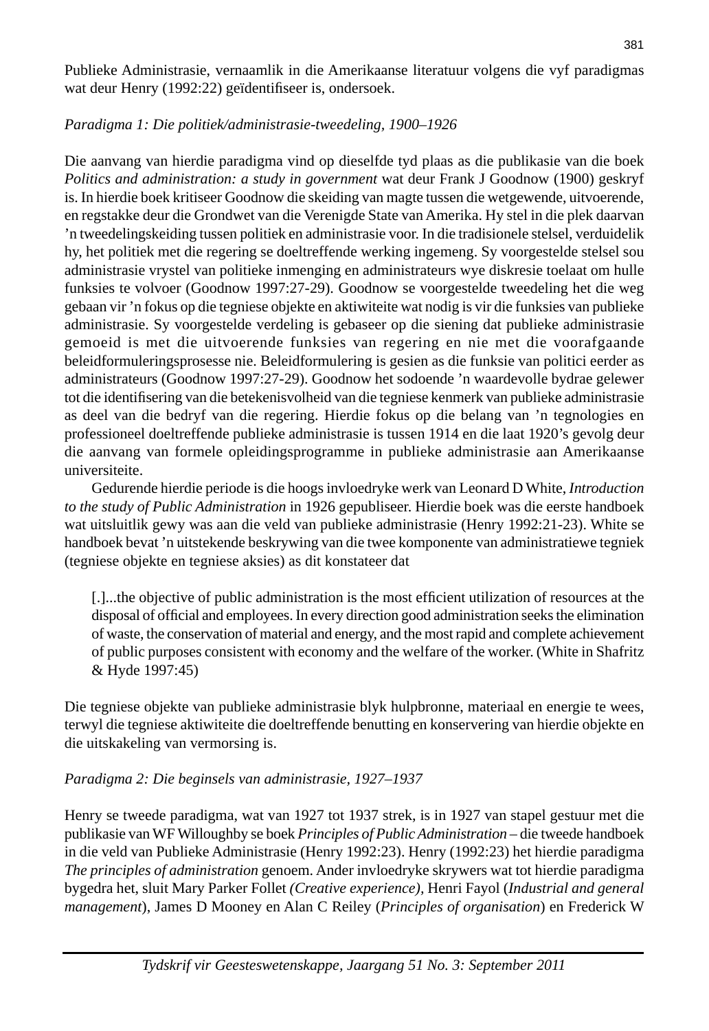Publieke Administrasie, vernaamlik in die Amerikaanse literatuur volgens die vyf paradigmas wat deur Henry (1992:22) geïdentifiseer is, ondersoek.

*Paradigma 1: Die politiek/administrasie-tweedeling, 1900–1926*

Die aanvang van hierdie paradigma vind op dieselfde tyd plaas as die publikasie van die boek *Politics and administration: a study in government* wat deur Frank J Goodnow (1900) geskryf is. In hierdie boek kritiseer Goodnow die skeiding van magte tussen die wetgewende, uitvoerende, en regstakke deur die Grondwet van die Verenigde State van Amerika. Hy stel in die plek daarvan 'n tweedelingskeiding tussen politiek en administrasie voor. In die tradisionele stelsel, verduidelik hy, het politiek met die regering se doeltreffende werking ingemeng. Sy voorgestelde stelsel sou administrasie vrystel van politieke inmenging en administrateurs wye diskresie toelaat om hulle funksies te volvoer (Goodnow 1997:27-29). Goodnow se voorgestelde tweedeling het die weg gebaan vir 'n fokus op die tegniese objekte en aktiwiteite wat nodig is vir die funksies van publieke administrasie. Sy voorgestelde verdeling is gebaseer op die siening dat publieke administrasie gemoeid is met die uitvoerende funksies van regering en nie met die voorafgaande beleidformuleringsprosesse nie. Beleidformulering is gesien as die funksie van politici eerder as administrateurs (Goodnow 1997:27-29). Goodnow het sodoende 'n waardevolle bydrae gelewer tot die identifisering van die betekenisvolheid van die tegniese kenmerk van publieke administrasie as deel van die bedryf van die regering. Hierdie fokus op die belang van 'n tegnologies en professioneel doeltreffende publieke administrasie is tussen 1914 en die laat 1920's gevolg deur die aanvang van formele opleidingsprogramme in publieke administrasie aan Amerikaanse universiteite.

Gedurende hierdie periode is die hoogs invloedryke werk van Leonard D White, *Introduction to the study of Public Administration* in 1926 gepubliseer. Hierdie boek was die eerste handboek wat uitsluitlik gewy was aan die veld van publieke administrasie (Henry 1992:21-23). White se handboek bevat 'n uitstekende beskrywing van die twee komponente van administratiewe tegniek (tegniese objekte en tegniese aksies) as dit konstateer dat

> [.]...the objective of public administration is the most efficient utilization of resources at the disposal of official and employees. In every direction good administration seeks the elimination of waste, the conservation of material and energy, and the most rapid and complete achievement of public purposes consistent with economy and the welfare of the worker. (White in Shafritz & Hyde 1997:45)

Die tegniese objekte van publieke administrasie blyk hulpbronne, materiaal en energie te wees, terwyl die tegniese aktiwiteite die doeltreffende benutting en konservering van hierdie objekte en die uitskakeling van vermorsing is.

*Paradigma 2: Die beginsels van administrasie, 1927–1937*

Henry se tweede paradigma, wat van 1927 tot 1937 strek, is in 1927 van stapel gestuur met die publikasie van WF Willoughby se boek *Principles of Public Administration* – die tweede handboek in die veld van Publieke Administrasie (Henry 1992:23). Henry (1992:23) het hierdie paradigma *The principles of administration* genoem. Ander invloedryke skrywers wat tot hierdie paradigma bygedra het, sluit Mary Parker Follet *(Creative experience)*, Henri Fayol (*Industrial and general management*), James D Mooney en Alan C Reiley (*Principles of organisation*) en Frederick W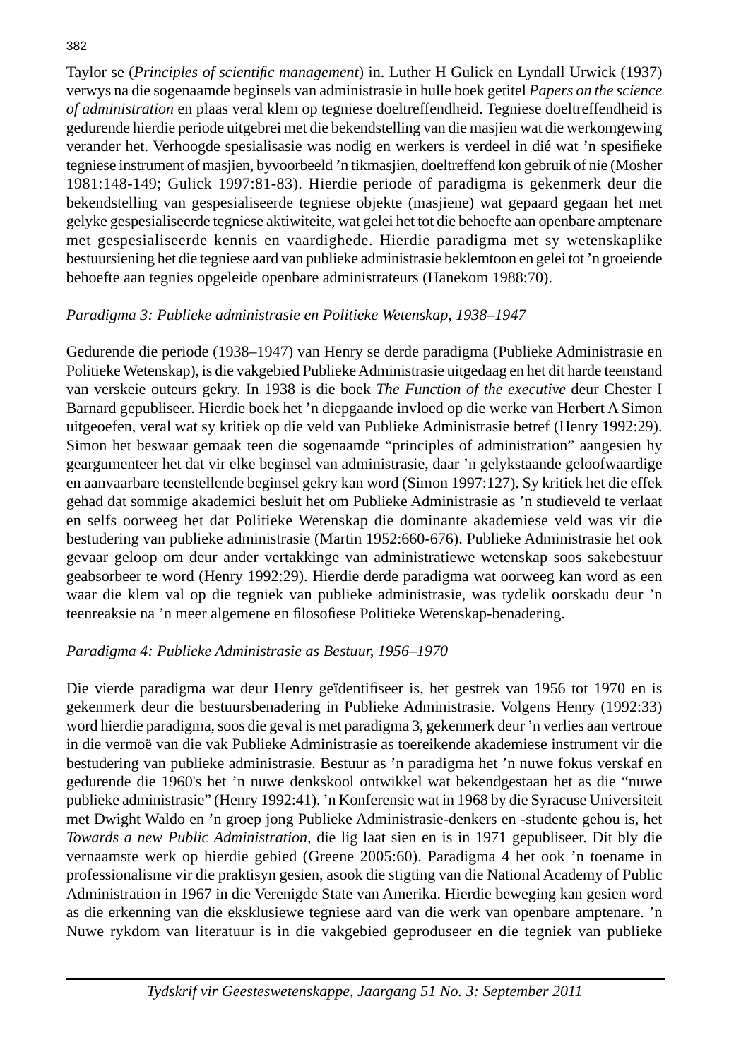Taylor se (*Principles of scientific management*) in. Luther H Gulick en Lyndall Urwick (1937) verwys na die sogenaamde beginsels van administrasie in hulle boek getitel *Papers on the science of administration* en plaas veral klem op tegniese doeltreffendheid. Tegniese doeltreffendheid is gedurende hierdie periode uitgebrei met die bekendstelling van die masjien wat die werkomgewing verander het. Verhoogde spesialisasie was nodig en werkers is verdeel in dié wat 'n spesifieke tegniese instrument of masjien, byvoorbeeld 'n tikmasjien, doeltreffend kon gebruik of nie (Mosher 1981:148-149; Gulick 1997:81-83). Hierdie periode of paradigma is gekenmerk deur die bekendstelling van gespesialiseerde tegniese objekte (masjiene) wat gepaard gegaan het met gelyke gespesialiseerde tegniese aktiwiteite, wat gelei het tot die behoefte aan openbare amptenare met gespesialiseerde kennis en vaardighede. Hierdie paradigma met sy wetenskaplike bestuursiening het die tegniese aard van publieke administrasie beklemtoon en gelei tot 'n groeiende behoefte aan tegnies opgeleide openbare administrateurs (Hanekom 1988:70).

*Paradigma 3: Publieke administrasie en Politieke Wetenskap, 1938–1947*

Gedurende die periode (1938–1947) van Henry se derde paradigma (Publieke Administrasie en Politieke Wetenskap), is die vakgebied Publieke Administrasie uitgedaag en het dit harde teenstand van verskeie outeurs gekry. In 1938 is die boek *The Function of the executive* deur Chester I Barnard gepubliseer. Hierdie boek het 'n diepgaande invloed op die werke van Herbert A Simon uitgeoefen, veral wat sy kritiek op die veld van Publieke Administrasie betref (Henry 1992:29). Simon het beswaar gemaak teen die sogenaamde "principles of administration" aangesien hy geargumenteer het dat vir elke beginsel van administrasie, daar 'n gelykstaande geloofwaardige en aanvaarbare teenstellende beginsel gekry kan word (Simon 1997:127). Sy kritiek het die effek gehad dat sommige akademici besluit het om Publieke Administrasie as 'n studieveld te verlaat en selfs oorweeg het dat Politieke Wetenskap die dominante akademiese veld was vir die bestudering van publieke administrasie (Martin 1952:660-676). Publieke Administrasie het ook gevaar geloop om deur ander vertakkinge van administratiewe wetenskap soos sakebestuur geabsorbeer te word (Henry 1992:29). Hierdie derde paradigma wat oorweeg kan word as een waar die klem val op die tegniek van publieke administrasie, was tydelik oorskadu deur 'n teenreaksie na 'n meer algemene en filosofiese Politieke Wetenskap-benadering.

*Paradigma 4: Publieke Administrasie as Bestuur, 1956–1970*

Die vierde paradigma wat deur Henry geïdentifiseer is, het gestrek van 1956 tot 1970 en is gekenmerk deur die bestuursbenadering in Publieke Administrasie. Volgens Henry (1992:33) word hierdie paradigma, soos die geval is met paradigma 3, gekenmerk deur 'n verlies aan vertroue in die vermoë van die vak Publieke Administrasie as toereikende akademiese instrument vir die bestudering van publieke administrasie. Bestuur as 'n paradigma het 'n nuwe fokus verskaf en gedurende die 1960's het 'n nuwe denkskool ontwikkel wat bekendgestaan het as die "nuwe publieke administrasie" (Henry 1992:41). 'n Konferensie wat in 1968 by die Syracuse Universiteit met Dwight Waldo en 'n groep jong Publieke Administrasie-denkers en -studente gehou is, het *Towards a new Public Administration,* die lig laat sien en is in 1971 gepubliseer. Dit bly die vernaamste werk op hierdie gebied (Greene 2005:60). Paradigma 4 het ook 'n toename in professionalisme vir die praktisyn gesien, asook die stigting van die National Academy of Public Administration in 1967 in die Verenigde State van Amerika. Hierdie beweging kan gesien word as die erkenning van die eksklusiewe tegniese aard van die werk van openbare amptenare. 'n Nuwe rykdom van literatuur is in die vakgebied geproduseer en die tegniek van publieke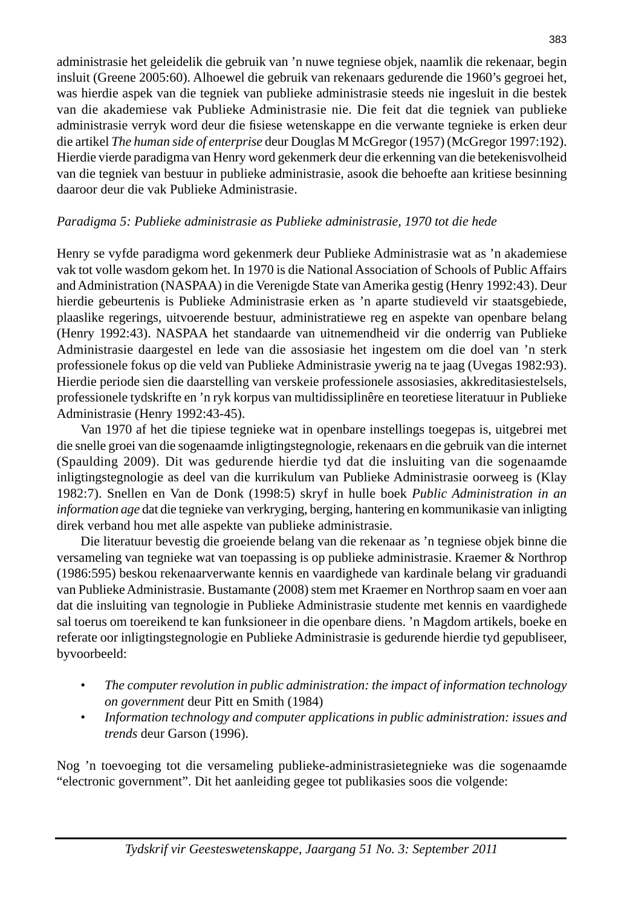administrasie het geleidelik die gebruik van 'n nuwe tegniese objek, naamlik die rekenaar, begin insluit (Greene 2005:60). Alhoewel die gebruik van rekenaars gedurende die 1960's gegroei het, was hierdie aspek van die tegniek van publieke administrasie steeds nie ingesluit in die bestek van die akademiese vak Publieke Administrasie nie. Die feit dat die tegniek van publieke administrasie verryk word deur die fisiese wetenskappe en die verwante tegnieke is erken deur die artikel *The human side of enterprise* deur Douglas M McGregor (1957) (McGregor 1997:192). Hierdie vierde paradigma van Henry word gekenmerk deur die erkenning van die betekenisvolheid van die tegniek van bestuur in publieke administrasie, asook die behoefte aan kritiese besinning daaroor deur die vak Publieke Administrasie.

*Paradigma 5: Publieke administrasie as Publieke administrasie, 1970 tot die hede*

Henry se vyfde paradigma word gekenmerk deur Publieke Administrasie wat as 'n akademiese vak tot volle wasdom gekom het. In 1970 is die National Association of Schools of Public Affairs and Administration (NASPAA) in die Verenigde State van Amerika gestig (Henry 1992:43). Deur hierdie gebeurtenis is Publieke Administrasie erken as 'n aparte studieveld vir staatsgebiede, plaaslike regerings, uitvoerende bestuur, administratiewe reg en aspekte van openbare belang (Henry 1992:43). NASPAA het standaarde van uitnemendheid vir die onderrig van Publieke Administrasie daargestel en lede van die assosiasie het ingestem om die doel van 'n sterk professionele fokus op die veld van Publieke Administrasie ywerig na te jaag (Uvegas 1982:93). Hierdie periode sien die daarstelling van verskeie professionele assosiasies, akkreditasiestelsels, professionele tydskrifte en 'n ryk korpus van multidissiplinêre en teoretiese literatuur in Publieke Administrasie (Henry 1992:43-45).

Van 1970 af het die tipiese tegnieke wat in openbare instellings toegepas is, uitgebrei met die snelle groei van die sogenaamde inligtingstegnologie, rekenaars en die gebruik van die internet (Spaulding 2009). Dit was gedurende hierdie tyd dat die insluiting van die sogenaamde inligtingstegnologie as deel van die kurrikulum van Publieke Administrasie oorweeg is (Klay 1982:7). Snellen en Van de Donk (1998:5) skryf in hulle boek *Public Administration in an information age* dat die tegnieke van verkryging, berging, hantering en kommunikasie van inligting direk verband hou met alle aspekte van publieke administrasie.

Die literatuur bevestig die groeiende belang van die rekenaar as 'n tegniese objek binne die versameling van tegnieke wat van toepassing is op publieke administrasie. Kraemer & Northrop (1986:595) beskou rekenaarverwante kennis en vaardighede van kardinale belang vir graduandi van Publieke Administrasie. Bustamante (2008) stem met Kraemer en Northrop saam en voer aan dat die insluiting van tegnologie in Publieke Administrasie studente met kennis en vaardighede sal toerus om toereikend te kan funksioneer in die openbare diens. 'n Magdom artikels, boeke en referate oor inligtingstegnologie en Publieke Administrasie is gedurende hierdie tyd gepubliseer, byvoorbeeld:

- *The computer revolution in public administration: the impact of information technology on government* deur Pitt en Smith (1984)
- *Information technology and computer applications in public administration: issues and trends* deur Garson (1996).

Nog 'n toevoeging tot die versameling publieke-administrasietegnieke was die sogenaamde "electronic government". Dit het aanleiding gegee tot publikasies soos die volgende: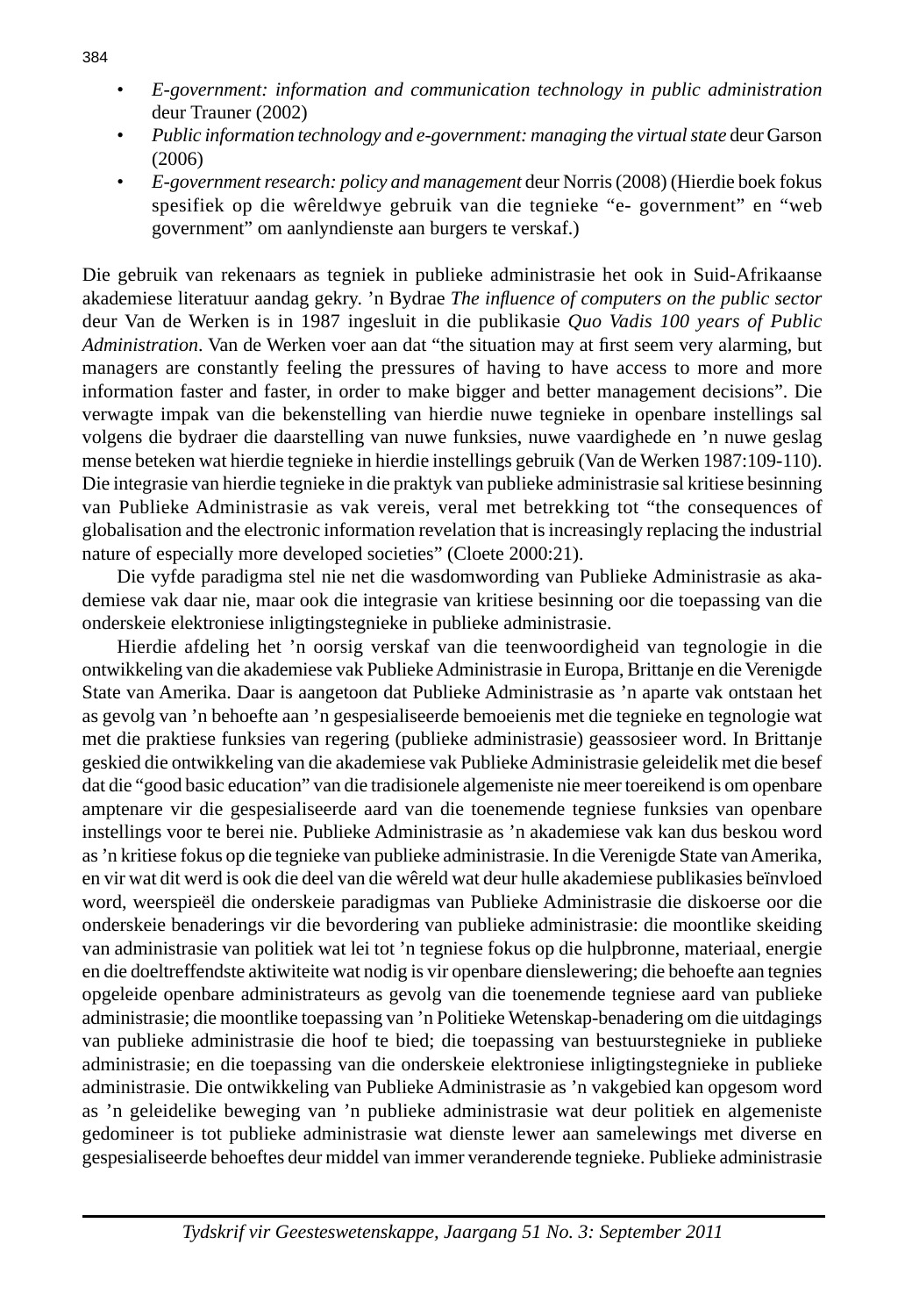- *E-government: information and communication technology in public administration* deur Trauner (2002)
- *Public information technology and e-government: managing the virtual state* deur Garson (2006)
- *E-government research: policy and management* deur Norris (2008) (Hierdie boek fokus spesifiek op die wêreldwye gebruik van die tegnieke "e- government" en "web government" om aanlyndienste aan burgers te verskaf.)

Die gebruik van rekenaars as tegniek in publieke administrasie het ook in Suid-Afrikaanse akademiese literatuur aandag gekry. 'n Bydrae *The influence of computers on the public sector* deur Van de Werken is in 1987 ingesluit in die publikasie *Quo Vadis 100 years of Public Administration*. Van de Werken voer aan dat "the situation may at first seem very alarming, but managers are constantly feeling the pressures of having to have access to more and more information faster and faster, in order to make bigger and better management decisions". Die verwagte impak van die bekenstelling van hierdie nuwe tegnieke in openbare instellings sal volgens die bydraer die daarstelling van nuwe funksies, nuwe vaardighede en 'n nuwe geslag mense beteken wat hierdie tegnieke in hierdie instellings gebruik (Van de Werken 1987:109-110). Die integrasie van hierdie tegnieke in die praktyk van publieke administrasie sal kritiese besinning van Publieke Administrasie as vak vereis, veral met betrekking tot "the consequences of globalisation and the electronic information revelation that is increasingly replacing the industrial nature of especially more developed societies" (Cloete 2000:21).

Die vyfde paradigma stel nie net die wasdomwording van Publieke Administrasie as akademiese vak daar nie, maar ook die integrasie van kritiese besinning oor die toepassing van die onderskeie elektroniese inligtingstegnieke in publieke administrasie.

Hierdie afdeling het 'n oorsig verskaf van die teenwoordigheid van tegnologie in die ontwikkeling van die akademiese vak Publieke Administrasie in Europa, Brittanje en die Verenigde State van Amerika. Daar is aangetoon dat Publieke Administrasie as 'n aparte vak ontstaan het as gevolg van 'n behoefte aan 'n gespesialiseerde bemoeienis met die tegnieke en tegnologie wat met die praktiese funksies van regering (publieke administrasie) geassosieer word. In Brittanje geskied die ontwikkeling van die akademiese vak Publieke Administrasie geleidelik met die besef dat die "good basic education" van die tradisionele algemeniste nie meer toereikend is om openbare amptenare vir die gespesialiseerde aard van die toenemende tegniese funksies van openbare instellings voor te berei nie. Publieke Administrasie as 'n akademiese vak kan dus beskou word as 'n kritiese fokus op die tegnieke van publieke administrasie. In die Verenigde State van Amerika, en vir wat dit werd is ook die deel van die wêreld wat deur hulle akademiese publikasies beïnvloed word, weerspieël die onderskeie paradigmas van Publieke Administrasie die diskoerse oor die onderskeie benaderings vir die bevordering van publieke administrasie: die moontlike skeiding van administrasie van politiek wat lei tot 'n tegniese fokus op die hulpbronne, materiaal, energie en die doeltreffendste aktiwiteite wat nodig is vir openbare dienslewering; die behoefte aan tegnies opgeleide openbare administrateurs as gevolg van die toenemende tegniese aard van publieke administrasie; die moontlike toepassing van 'n Politieke Wetenskap-benadering om die uitdagings van publieke administrasie die hoof te bied; die toepassing van bestuurstegnieke in publieke administrasie; en die toepassing van die onderskeie elektroniese inligtingstegnieke in publieke administrasie. Die ontwikkeling van Publieke Administrasie as 'n vakgebied kan opgesom word as 'n geleidelike beweging van 'n publieke administrasie wat deur politiek en algemeniste gedomineer is tot publieke administrasie wat dienste lewer aan samelewings met diverse en gespesialiseerde behoeftes deur middel van immer veranderende tegnieke. Publieke administrasie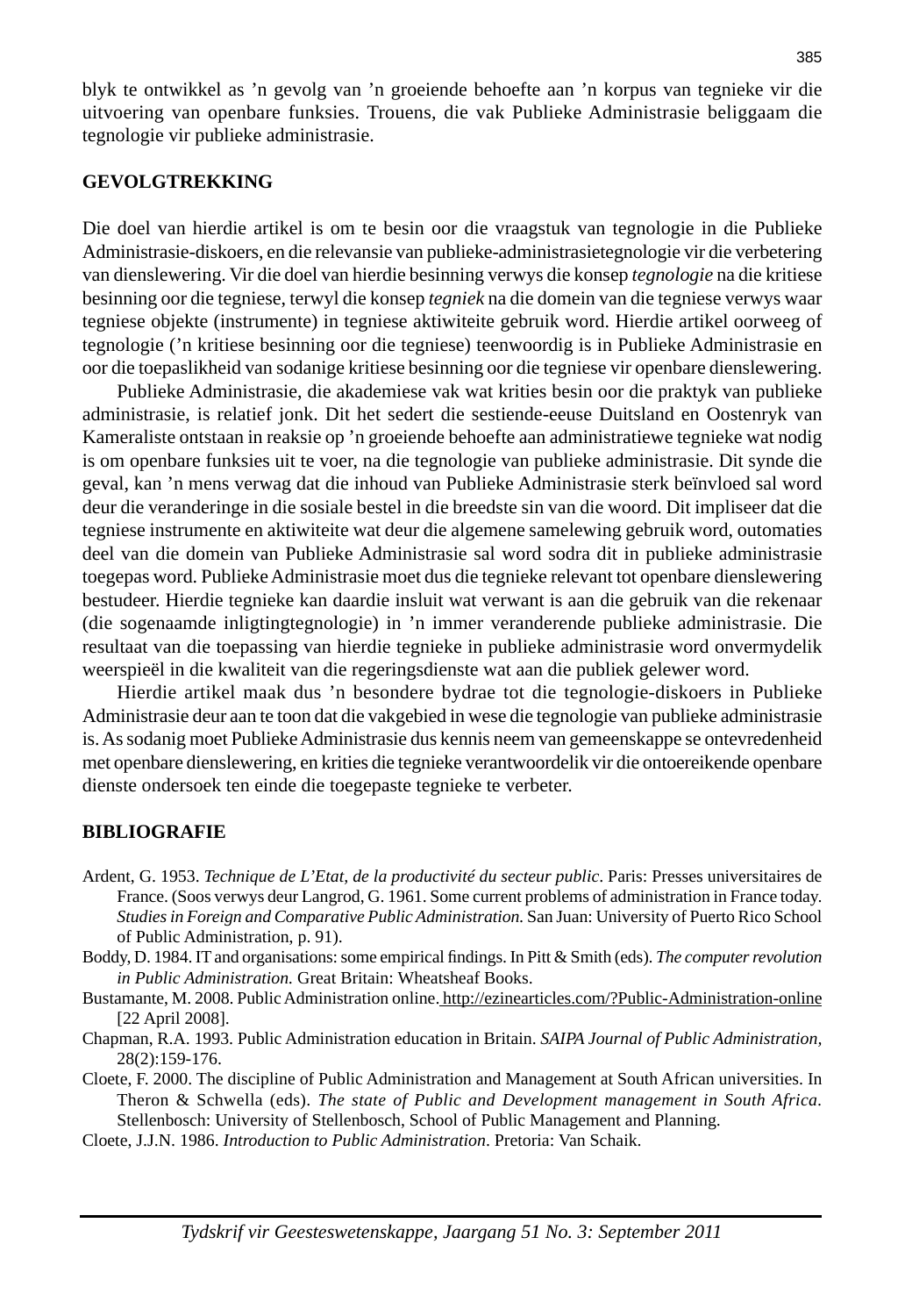blyk te ontwikkel as ’n gevolg van ’n groeiende behoefte aan ’n korpus van tegnieke vir die uitvoering van openbare funksies. Trouens, die vak Publieke Administrasie beliggaam die tegnologie vir publieke administrasie.

## GEVOLGTREKKING

Die doel van hierdie artikel is om te besin oor die vraagstuk van tegnologie in die Publieke Administrasie-diskoers, en die relevansie van publieke-administrasietegnologie vir die verbetering van dienslewering. Vir die doel van hierdie besinning verwys die konsep *tegnologie* na die kritiese besinning oor die tegniese, terwyl die konsep *tegniek* na die domein van die tegniese verwys waar tegniese objekte (instrumente) in tegniese aktiwiteite gebruik word. Hierdie artikel oorweeg of tegnologie (’n kritiese besinning oor die tegniese) teenwoordig is in Publieke Administrasie en oor die toepaslikheid van sodanige kritiese besinning oor die tegniese vir openbare dienslewering.

Publieke Administrasie, die akademiese vak wat krities besin oor die praktyk van publieke administrasie, is relatief jonk. Dit het sedert die sestiende-eeuse Duitsland en Oostenryk van Kameraliste ontstaan in reaksie op ’n groeiende behoefte aan administratiewe tegnieke wat nodig is om openbare funksies uit te voer, na die tegnologie van publieke administrasie. Dit synde die geval, kan ’n mens verwag dat die inhoud van Publieke Administrasie sterk beïnvloed sal word deur die veranderinge in die sosiale bestel in die breedste sin van die woord. Dit impliseer dat die tegniese instrumente en aktiwiteite wat deur die algemene samelewing gebruik word, outomaties deel van die domein van Publieke Administrasie sal word sodra dit in publieke administrasie toegepas word. Publieke Administrasie moet dus die tegnieke relevant tot openbare dienslewering bestudeer. Hierdie tegnieke kan daardie insluit wat verwant is aan die gebruik van die rekenaar (die sogenaamde inligtingtegnologie) in ’n immer veranderende publieke administrasie. Die resultaat van die toepassing van hierdie tegnieke in publieke administrasie word onvermydelik weerspieël in die kwaliteit van die regeringsdienste wat aan die publiek gelewer word.

Hierdie artikel maak dus ’n besondere bydrae tot die tegnologie-diskoers in Publieke Administrasie deur aan te toon dat die vakgebied in wese die tegnologie van publieke administrasie is. As sodanig moet Publieke Administrasie dus kennis neem van gemeenskappe se ontevredenheid met openbare dienslewering, en krities die tegnieke verantwoordelik vir die ontoereikende openbare dienste ondersoek ten einde die toegepaste tegnieke te verbeter.

## BIBLIOGRAFIE

Ardent, G. 1953. *Technique de L’Etat, de la productivité du secteur public*. Paris: Presses universitaires de France. (Soos verwys deur Langrod, G. 1961. Some current problems of administration in France today. *Studies in Foreign and Comparative Public Administration.* San Juan: University of Puerto Rico School of Public Administration, p. 91).

Boddy, D. 1984. IT and organisations: some empirical findings. In Pitt & Smith (eds). *The computer revolution in Public Administration.* Great Britain: Wheatsheaf Books.

Bustamante, M. 2008. Public Administration online. http://ezinearticles.com/?Public-Administration-online [22 April 2008].

Chapman, R.A. 1993. Public Administration education in Britain. *SAIPA Journal of Public Administration,* 28(2):159-176.

Cloete, F. 2000. The discipline of Public Administration and Management at South African universities. In Theron & Schwella (eds). *The state of Public and Development management in South Africa*. Stellenbosch: University of Stellenbosch, School of Public Management and Planning.

Cloete, J.J.N. 1986. *Introduction to Public Administration*. Pretoria: Van Schaik.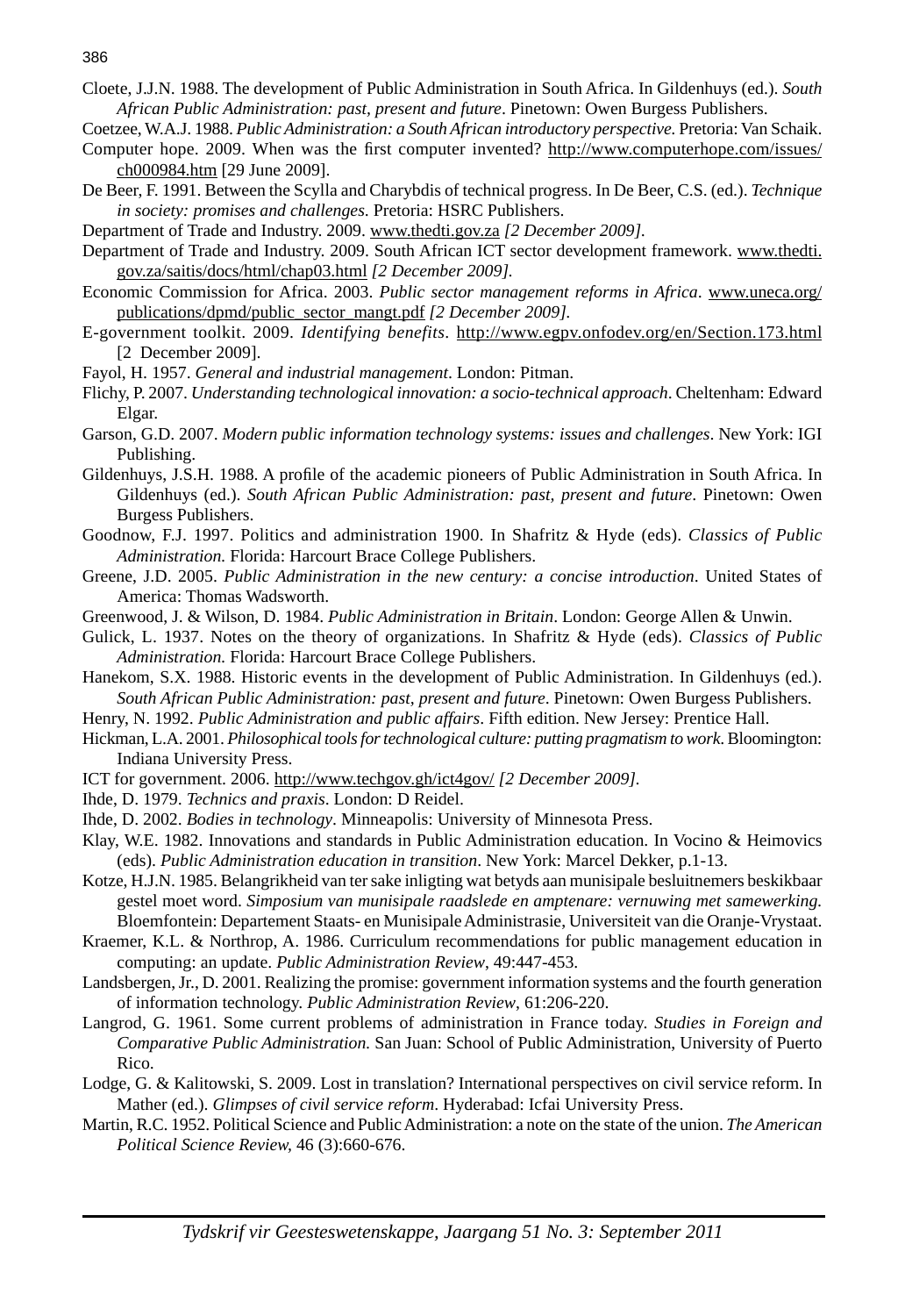Cloete, J.J.N. 1988. The development of Public Administration in South Africa. In Gildenhuys (ed.). *South African Public Administration: past, present and future*. Pinetown: Owen Burgess Publishers.

Coetzee, W.A.J. 1988. *Public Administration: a South African introductory perspective*. Pretoria: Van Schaik.

Computer hope. 2009. When was the first computer invented? http://www.computerhope.com/issues/ch000984.htm [29 June 2009].

De Beer, F. 1991. Between the Scylla and Charybdis of technical progress. In De Beer, C.S. (ed.). *Technique in society: promises and challenges*. Pretoria: HSRC Publishers.

Department of Trade and Industry. 2009. www.thedti.gov.za *[2 December 2009].*

Department of Trade and Industry. 2009. South African ICT sector development framework. www.thedti.gov.za/saitis/docs/html/chap03.html *[2 December 2009].*

Economic Commission for Africa. 2003. *Public sector management reforms in Africa*. www.uneca.org/publications/dpmd/public_sector_mangt.pdf *[2 December 2009].*

E-government toolkit. 2009. *Identifying benefits*. http://www.egpv.onfodev.org/en/Section.173.html [2 December 2009].

Fayol, H. 1957. *General and industrial management*. London: Pitman.

Flichy, P. 2007. *Understanding technological innovation: a socio-technical approach*. Cheltenham: Edward Elgar.

Garson, G.D. 2007. *Modern public information technology systems: issues and challenges*. New York: IGI Publishing.

Gildenhuys, J.S.H. 1988. A profile of the academic pioneers of Public Administration in South Africa. In Gildenhuys (ed.). *South African Public Administration: past, present and future*. Pinetown: Owen Burgess Publishers.

Goodnow, F.J. 1997. Politics and administration 1900. In Shafritz & Hyde (eds). *Classics of Public Administration.* Florida: Harcourt Brace College Publishers.

Greene, J.D. 2005. *Public Administration in the new century: a concise introduction*. United States of America: Thomas Wadsworth.

Greenwood, J. & Wilson, D. 1984. *Public Administration in Britain*. London: George Allen & Unwin.

Gulick, L. 1937. Notes on the theory of organizations. In Shafritz & Hyde (eds). *Classics of Public Administration.* Florida: Harcourt Brace College Publishers.

Hanekom, S.X. 1988. Historic events in the development of Public Administration. In Gildenhuys (ed.). *South African Public Administration: past, present and future*. Pinetown: Owen Burgess Publishers.

Henry, N. 1992. *Public Administration and public affairs*. Fifth edition. New Jersey: Prentice Hall.

Hickman, L.A. 2001. *Philosophical tools for technological culture: putting pragmatism to work*. Bloomington: Indiana University Press.

ICT for government. 2006. http://www.techgov.gh/ict4gov/ *[2 December 2009].*

Ihde, D. 1979. *Technics and praxis*. London: D Reidel.

Ihde, D. 2002. *Bodies in technology*. Minneapolis: University of Minnesota Press.

Klay, W.E. 1982. Innovations and standards in Public Administration education. In Vocino & Heimovics (eds). *Public Administration education in transition*. New York: Marcel Dekker, p.1-13.

Kotze, H.J.N. 1985. Belangrikheid van ter sake inligting wat betyds aan munisipale besluitnemers beskikbaar gestel moet word. *Simposium van munisipale raadslede en amptenare: vernuwing met samewerking.* Bloemfontein: Departement Staats- en Munisipale Administrasie, Universiteit van die Oranje-Vrystaat.

Kraemer, K.L. & Northrop, A. 1986. Curriculum recommendations for public management education in computing: an update. *Public Administration Review*, 49:447-453.

Landsbergen, Jr., D. 2001. Realizing the promise: government information systems and the fourth generation of information technology. *Public Administration Review*, 61:206-220.

Langrod, G. 1961. Some current problems of administration in France today. *Studies in Foreign and Comparative Public Administration.* San Juan: School of Public Administration, University of Puerto Rico.

Lodge, G. & Kalitowski, S. 2009. Lost in translation? International perspectives on civil service reform. In Mather (ed.). *Glimpses of civil service reform*. Hyderabad: Icfai University Press.

Martin, R.C. 1952. Political Science and Public Administration: a note on the state of the union. *The American Political Science Review,* 46 (3):660-676.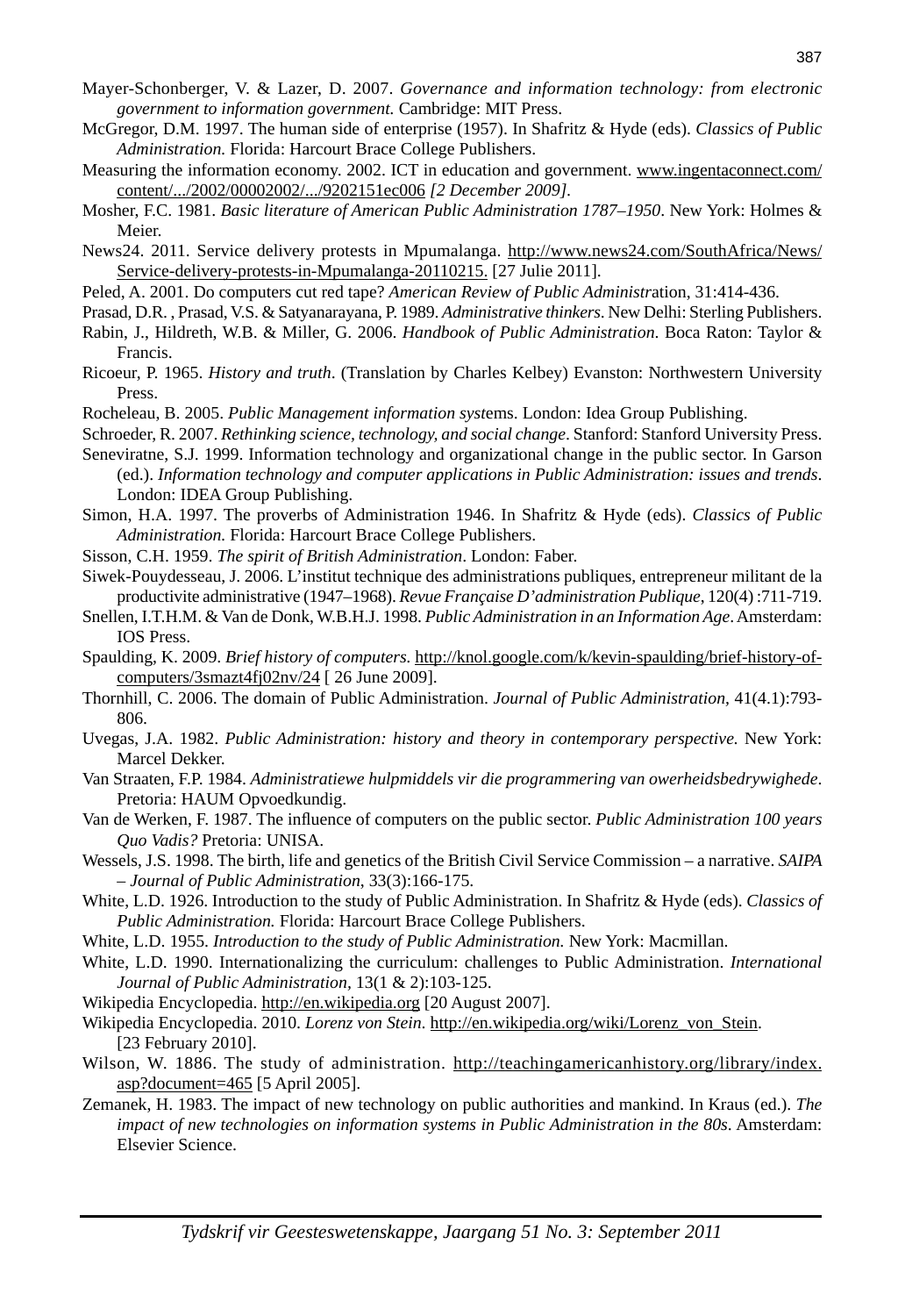Mayer-Schonberger, V. & Lazer, D. 2007. *Governance and information technology: from electronic government to information government.* Cambridge: MIT Press.

McGregor, D.M. 1997. The human side of enterprise (1957). In Shafritz & Hyde (eds). *Classics of Public Administration.* Florida: Harcourt Brace College Publishers.

Measuring the information economy. 2002. ICT in education and government. www.ingentaconnect.com/content/.../2002/00002002/.../9202151ec006 *[2 December 2009]*.

Mosher, F.C. 1981. *Basic literature of American Public Administration 1787–1950*. New York: Holmes & Meier.

News24. 2011. Service delivery protests in Mpumalanga. http://www.news24.com/SouthAfrica/News/Service-delivery-protests-in-Mpumalanga-20110215. [27 Julie 2011].

Peled, A. 2001. Do computers cut red tape? *American Review of Public Administr*ation, 31:414-436.

Prasad, D.R. , Prasad, V.S. & Satyanarayana, P. 1989. *Administrative thinkers*. New Delhi: Sterling Publishers.

Rabin, J., Hildreth, W.B. & Miller, G. 2006. *Handbook of Public Administration*. Boca Raton: Taylor & Francis.

Ricoeur, P. 1965. *History and truth*. (Translation by Charles Kelbey) Evanston: Northwestern University Press.

Rocheleau, B. 2005. *Public Management information syst*ems. London: Idea Group Publishing.

Schroeder, R. 2007. *Rethinking science, technology, and social change*. Stanford: Stanford University Press.

Seneviratne, S.J. 1999. Information technology and organizational change in the public sector. In Garson (ed.). *Information technology and computer applications in Public Administration: issues and trends*. London: IDEA Group Publishing.

Simon, H.A. 1997. The proverbs of Administration 1946. In Shafritz & Hyde (eds). *Classics of Public Administration.* Florida: Harcourt Brace College Publishers.

Sisson, C.H. 1959. *The spirit of British Administration*. London: Faber.

Siwek-Pouydesseau, J. 2006. L'institut technique des administrations publiques, entrepreneur militant de la productivite administrative (1947–1968). *Revue Française D'administration Publique*, 120(4) :711-719.

Snellen, I.T.H.M. & Van de Donk, W.B.H.J. 1998. *Public Administration in an Information Age*. Amsterdam: IOS Press.

Spaulding, K. 2009. *Brief history of computers.* http://knol.google.com/k/kevin-spaulding/brief-history-of-computers/3smazt4fj02nv/24 [ 26 June 2009].

Thornhill, C. 2006. The domain of Public Administration. *Journal of Public Administration,* 41(4.1):793-806.

Uvegas, J.A. 1982. *Public Administration: history and theory in contemporary perspective.* New York: Marcel Dekker.

Van Straaten, F.P. 1984. *Administratiewe hulpmiddels vir die programmering van owerheidsbedrywighede*. Pretoria: HAUM Opvoedkundig.

Van de Werken, F. 1987. The influence of computers on the public sector. *Public Administration 100 years Quo Vadis?* Pretoria: UNISA.

Wessels, J.S. 1998. The birth, life and genetics of the British Civil Service Commission – a narrative. *SAIPA – Journal of Public Administration*, 33(3):166-175.

White, L.D. 1926. Introduction to the study of Public Administration. In Shafritz & Hyde (eds). *Classics of Public Administration.* Florida: Harcourt Brace College Publishers.

White, L.D. 1955. *Introduction to the study of Public Administration.* New York: Macmillan.

White, L.D. 1990. Internationalizing the curriculum: challenges to Public Administration. *International Journal of Public Administration*, 13(1 & 2):103-125.

Wikipedia Encyclopedia. http://en.wikipedia.org [20 August 2007].

Wikipedia Encyclopedia. 2010. *Lorenz von Stein*. http://en.wikipedia.org/wiki/Lorenz_von_Stein. [23 February 2010].

Wilson, W. 1886. The study of administration. http://teachingamericanhistory.org/library/index.asp?document=465 [5 April 2005].

Zemanek, H. 1983. The impact of new technology on public authorities and mankind. In Kraus (ed.). *The impact of new technologies on information systems in Public Administration in the 80s*. Amsterdam: Elsevier Science.